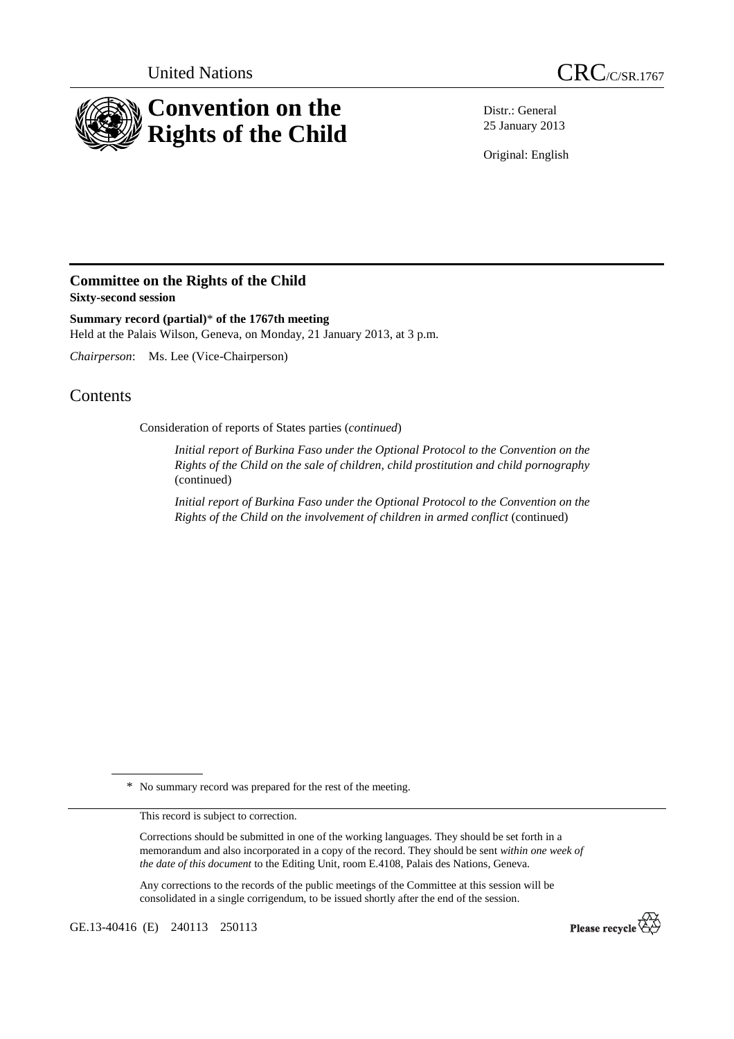United Nations

CRC/C/SR.1767

# Convention on the Rights of the Child

Distr.: General
25 January 2013

Original: English

## Committee on the Rights of the Child

**Sixty-second session**

**Summary record (partial)\* of the 1767th meeting**

Held at the Palais Wilson, Geneva, on Monday, 21 January 2013, at 3 p.m.

*Chairperson*: Ms. Lee (Vice-Chairperson)

# Contents

Consideration of reports of States parties (*continued*)

*Initial report of Burkina Faso under the Optional Protocol to the Convention on the Rights of the Child on the sale of children, child prostitution and child pornography* (continued)

*Initial report of Burkina Faso under the Optional Protocol to the Convention on the Rights of the Child on the involvement of children in armed conflict* (continued)

\* No summary record was prepared for the rest of the meeting.

This record is subject to correction.

Corrections should be submitted in one of the working languages. They should be set forth in a memorandum and also incorporated in a copy of the record. They should be sent *within one week of the date of this document* to the Editing Unit, room E.4108, Palais des Nations, Geneva.

Any corrections to the records of the public meetings of the Committee at this session will be consolidated in a single corrigendum, to be issued shortly after the end of the session.

GE.13-40416 (E) 240113 250113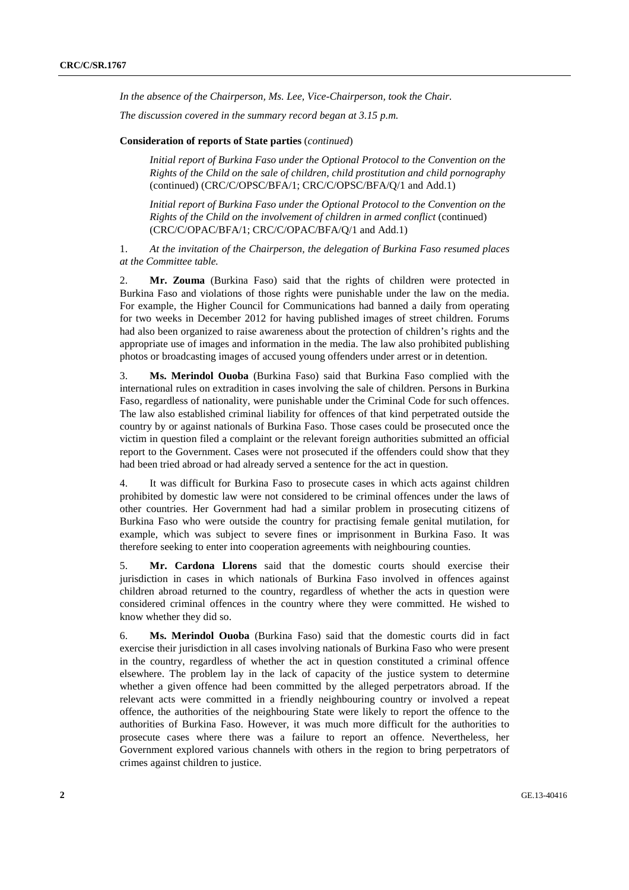*In the absence of the Chairperson, Ms. Lee, Vice-Chairperson, took the Chair.*

*The discussion covered in the summary record began at 3.15 p.m.*

**Consideration of reports of State parties** (*continued*)

*Initial report of Burkina Faso under the Optional Protocol to the Convention on the Rights of the Child on the sale of children, child prostitution and child pornography* (continued) (CRC/C/OPSC/BFA/1; CRC/C/OPSC/BFA/Q/1 and Add.1)

*Initial report of Burkina Faso under the Optional Protocol to the Convention on the Rights of the Child on the involvement of children in armed conflict* (continued) (CRC/C/OPAC/BFA/1; CRC/C/OPAC/BFA/Q/1 and Add.1)

1. *At the invitation of the Chairperson, the delegation of Burkina Faso resumed places at the Committee table.*

2. **Mr. Zouma** (Burkina Faso) said that the rights of children were protected in Burkina Faso and violations of those rights were punishable under the law on the media. For example, the Higher Council for Communications had banned a daily from operating for two weeks in December 2012 for having published images of street children. Forums had also been organized to raise awareness about the protection of children's rights and the appropriate use of images and information in the media. The law also prohibited publishing photos or broadcasting images of accused young offenders under arrest or in detention.

3. **Ms. Merindol Ouoba** (Burkina Faso) said that Burkina Faso complied with the international rules on extradition in cases involving the sale of children. Persons in Burkina Faso, regardless of nationality, were punishable under the Criminal Code for such offences. The law also established criminal liability for offences of that kind perpetrated outside the country by or against nationals of Burkina Faso. Those cases could be prosecuted once the victim in question filed a complaint or the relevant foreign authorities submitted an official report to the Government. Cases were not prosecuted if the offenders could show that they had been tried abroad or had already served a sentence for the act in question.

4. It was difficult for Burkina Faso to prosecute cases in which acts against children prohibited by domestic law were not considered to be criminal offences under the laws of other countries. Her Government had had a similar problem in prosecuting citizens of Burkina Faso who were outside the country for practising female genital mutilation, for example, which was subject to severe fines or imprisonment in Burkina Faso. It was therefore seeking to enter into cooperation agreements with neighbouring counties.

5. **Mr. Cardona Llorens** said that the domestic courts should exercise their jurisdiction in cases in which nationals of Burkina Faso involved in offences against children abroad returned to the country, regardless of whether the acts in question were considered criminal offences in the country where they were committed. He wished to know whether they did so.

6. **Ms. Merindol Ouoba** (Burkina Faso) said that the domestic courts did in fact exercise their jurisdiction in all cases involving nationals of Burkina Faso who were present in the country, regardless of whether the act in question constituted a criminal offence elsewhere. The problem lay in the lack of capacity of the justice system to determine whether a given offence had been committed by the alleged perpetrators abroad. If the relevant acts were committed in a friendly neighbouring country or involved a repeat offence, the authorities of the neighbouring State were likely to report the offence to the authorities of Burkina Faso. However, it was much more difficult for the authorities to prosecute cases where there was a failure to report an offence. Nevertheless, her Government explored various channels with others in the region to bring perpetrators of crimes against children to justice.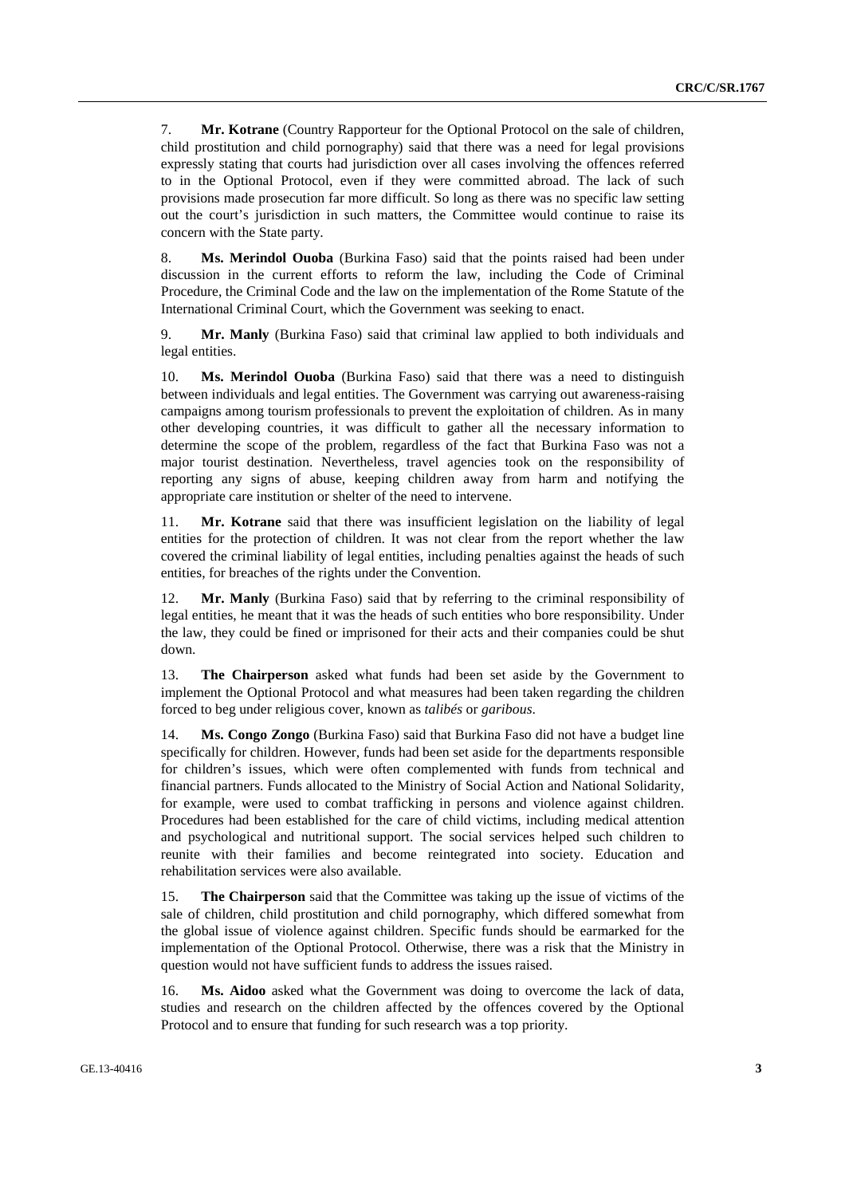7. **Mr. Kotrane** (Country Rapporteur for the Optional Protocol on the sale of children, child prostitution and child pornography) said that there was a need for legal provisions expressly stating that courts had jurisdiction over all cases involving the offences referred to in the Optional Protocol, even if they were committed abroad. The lack of such provisions made prosecution far more difficult. So long as there was no specific law setting out the court's jurisdiction in such matters, the Committee would continue to raise its concern with the State party.

8. **Ms. Merindol Ouoba** (Burkina Faso) said that the points raised had been under discussion in the current efforts to reform the law, including the Code of Criminal Procedure, the Criminal Code and the law on the implementation of the Rome Statute of the International Criminal Court, which the Government was seeking to enact.

9. **Mr. Manly** (Burkina Faso) said that criminal law applied to both individuals and legal entities.

10. **Ms. Merindol Ouoba** (Burkina Faso) said that there was a need to distinguish between individuals and legal entities. The Government was carrying out awareness-raising campaigns among tourism professionals to prevent the exploitation of children. As in many other developing countries, it was difficult to gather all the necessary information to determine the scope of the problem, regardless of the fact that Burkina Faso was not a major tourist destination. Nevertheless, travel agencies took on the responsibility of reporting any signs of abuse, keeping children away from harm and notifying the appropriate care institution or shelter of the need to intervene.

11. **Mr. Kotrane** said that there was insufficient legislation on the liability of legal entities for the protection of children. It was not clear from the report whether the law covered the criminal liability of legal entities, including penalties against the heads of such entities, for breaches of the rights under the Convention.

12. **Mr. Manly** (Burkina Faso) said that by referring to the criminal responsibility of legal entities, he meant that it was the heads of such entities who bore responsibility. Under the law, they could be fined or imprisoned for their acts and their companies could be shut down.

13. **The Chairperson** asked what funds had been set aside by the Government to implement the Optional Protocol and what measures had been taken regarding the children forced to beg under religious cover, known as *talibés* or *garibous*.

14. **Ms. Congo Zongo** (Burkina Faso) said that Burkina Faso did not have a budget line specifically for children. However, funds had been set aside for the departments responsible for children's issues, which were often complemented with funds from technical and financial partners. Funds allocated to the Ministry of Social Action and National Solidarity, for example, were used to combat trafficking in persons and violence against children. Procedures had been established for the care of child victims, including medical attention and psychological and nutritional support. The social services helped such children to reunite with their families and become reintegrated into society. Education and rehabilitation services were also available.

15. **The Chairperson** said that the Committee was taking up the issue of victims of the sale of children, child prostitution and child pornography, which differed somewhat from the global issue of violence against children. Specific funds should be earmarked for the implementation of the Optional Protocol. Otherwise, there was a risk that the Ministry in question would not have sufficient funds to address the issues raised.

16. **Ms. Aidoo** asked what the Government was doing to overcome the lack of data, studies and research on the children affected by the offences covered by the Optional Protocol and to ensure that funding for such research was a top priority.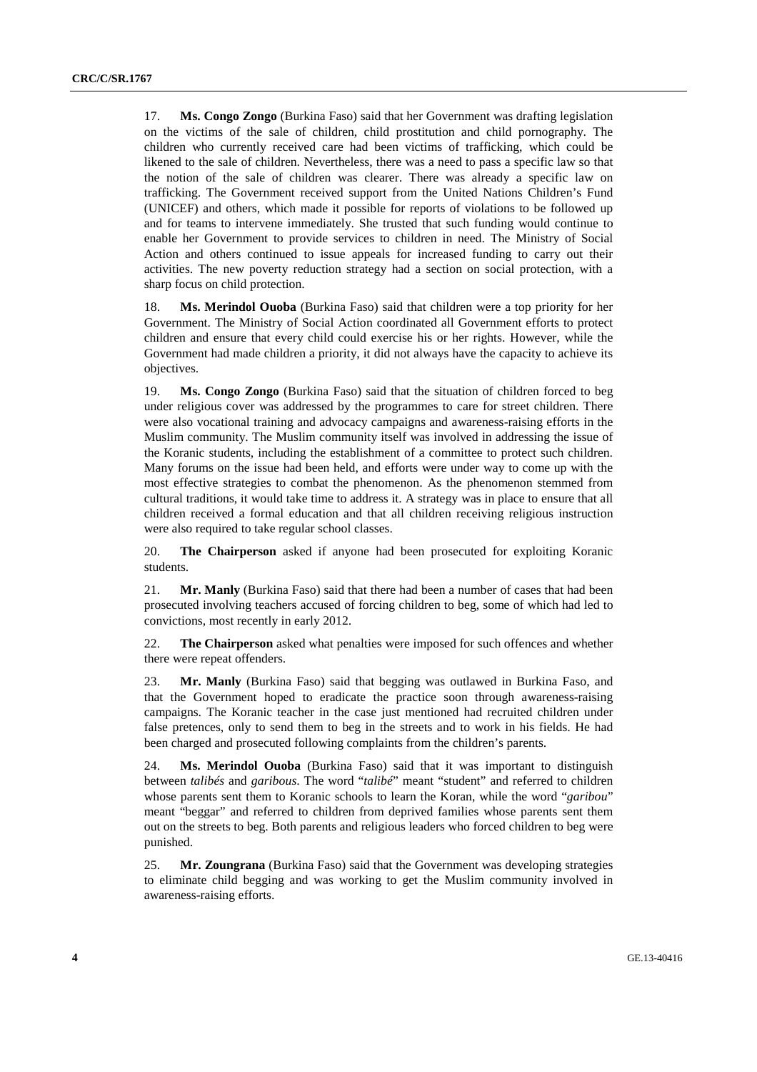17. **Ms. Congo Zongo** (Burkina Faso) said that her Government was drafting legislation on the victims of the sale of children, child prostitution and child pornography. The children who currently received care had been victims of trafficking, which could be likened to the sale of children. Nevertheless, there was a need to pass a specific law so that the notion of the sale of children was clearer. There was already a specific law on trafficking. The Government received support from the United Nations Children's Fund (UNICEF) and others, which made it possible for reports of violations to be followed up and for teams to intervene immediately. She trusted that such funding would continue to enable her Government to provide services to children in need. The Ministry of Social Action and others continued to issue appeals for increased funding to carry out their activities. The new poverty reduction strategy had a section on social protection, with a sharp focus on child protection.

18. **Ms. Merindol Ouoba** (Burkina Faso) said that children were a top priority for her Government. The Ministry of Social Action coordinated all Government efforts to protect children and ensure that every child could exercise his or her rights. However, while the Government had made children a priority, it did not always have the capacity to achieve its objectives.

19. **Ms. Congo Zongo** (Burkina Faso) said that the situation of children forced to beg under religious cover was addressed by the programmes to care for street children. There were also vocational training and advocacy campaigns and awareness-raising efforts in the Muslim community. The Muslim community itself was involved in addressing the issue of the Koranic students, including the establishment of a committee to protect such children. Many forums on the issue had been held, and efforts were under way to come up with the most effective strategies to combat the phenomenon. As the phenomenon stemmed from cultural traditions, it would take time to address it. A strategy was in place to ensure that all children received a formal education and that all children receiving religious instruction were also required to take regular school classes.

20. **The Chairperson** asked if anyone had been prosecuted for exploiting Koranic students.

21. **Mr. Manly** (Burkina Faso) said that there had been a number of cases that had been prosecuted involving teachers accused of forcing children to beg, some of which had led to convictions, most recently in early 2012.

22. **The Chairperson** asked what penalties were imposed for such offences and whether there were repeat offenders.

23. **Mr. Manly** (Burkina Faso) said that begging was outlawed in Burkina Faso, and that the Government hoped to eradicate the practice soon through awareness-raising campaigns. The Koranic teacher in the case just mentioned had recruited children under false pretences, only to send them to beg in the streets and to work in his fields. He had been charged and prosecuted following complaints from the children's parents.

24. **Ms. Merindol Ouoba** (Burkina Faso) said that it was important to distinguish between *talibés* and *garibous*. The word "*talibé*" meant "student" and referred to children whose parents sent them to Koranic schools to learn the Koran, while the word "*garibou*" meant "beggar" and referred to children from deprived families whose parents sent them out on the streets to beg. Both parents and religious leaders who forced children to beg were punished.

25. **Mr. Zoungrana** (Burkina Faso) said that the Government was developing strategies to eliminate child begging and was working to get the Muslim community involved in awareness-raising efforts.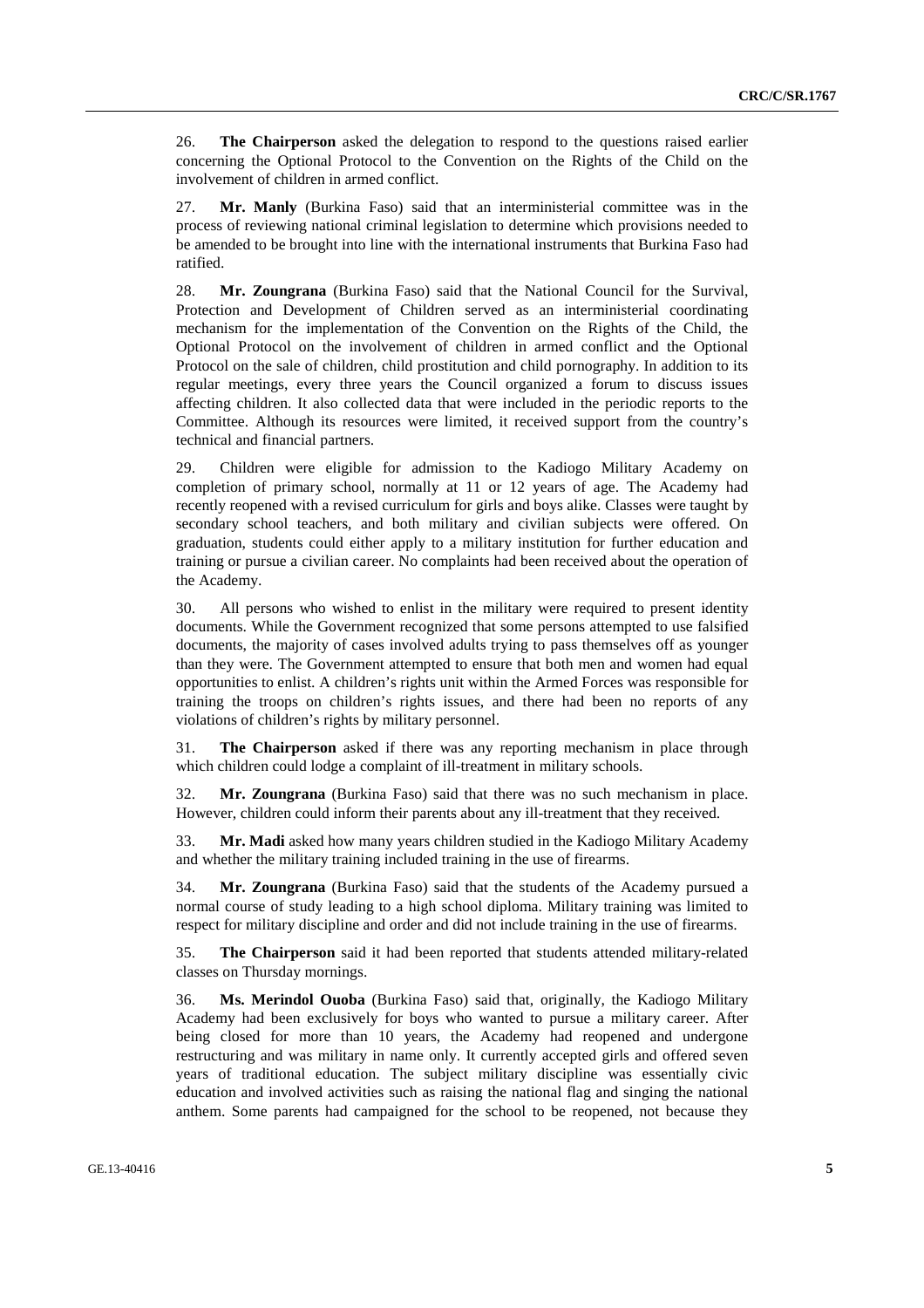26. **The Chairperson** asked the delegation to respond to the questions raised earlier concerning the Optional Protocol to the Convention on the Rights of the Child on the involvement of children in armed conflict.

27. **Mr. Manly** (Burkina Faso) said that an interministerial committee was in the process of reviewing national criminal legislation to determine which provisions needed to be amended to be brought into line with the international instruments that Burkina Faso had ratified.

28. **Mr. Zoungrana** (Burkina Faso) said that the National Council for the Survival, Protection and Development of Children served as an interministerial coordinating mechanism for the implementation of the Convention on the Rights of the Child, the Optional Protocol on the involvement of children in armed conflict and the Optional Protocol on the sale of children, child prostitution and child pornography. In addition to its regular meetings, every three years the Council organized a forum to discuss issues affecting children. It also collected data that were included in the periodic reports to the Committee. Although its resources were limited, it received support from the country's technical and financial partners.

29. Children were eligible for admission to the Kadiogo Military Academy on completion of primary school, normally at 11 or 12 years of age. The Academy had recently reopened with a revised curriculum for girls and boys alike. Classes were taught by secondary school teachers, and both military and civilian subjects were offered. On graduation, students could either apply to a military institution for further education and training or pursue a civilian career. No complaints had been received about the operation of the Academy.

30. All persons who wished to enlist in the military were required to present identity documents. While the Government recognized that some persons attempted to use falsified documents, the majority of cases involved adults trying to pass themselves off as younger than they were. The Government attempted to ensure that both men and women had equal opportunities to enlist. A children's rights unit within the Armed Forces was responsible for training the troops on children's rights issues, and there had been no reports of any violations of children's rights by military personnel.

31. **The Chairperson** asked if there was any reporting mechanism in place through which children could lodge a complaint of ill-treatment in military schools.

32. **Mr. Zoungrana** (Burkina Faso) said that there was no such mechanism in place. However, children could inform their parents about any ill-treatment that they received.

33. **Mr. Madi** asked how many years children studied in the Kadiogo Military Academy and whether the military training included training in the use of firearms.

34. **Mr. Zoungrana** (Burkina Faso) said that the students of the Academy pursued a normal course of study leading to a high school diploma. Military training was limited to respect for military discipline and order and did not include training in the use of firearms.

35. **The Chairperson** said it had been reported that students attended military-related classes on Thursday mornings.

36. **Ms. Merindol Ouoba** (Burkina Faso) said that, originally, the Kadiogo Military Academy had been exclusively for boys who wanted to pursue a military career. After being closed for more than 10 years, the Academy had reopened and undergone restructuring and was military in name only. It currently accepted girls and offered seven years of traditional education. The subject military discipline was essentially civic education and involved activities such as raising the national flag and singing the national anthem. Some parents had campaigned for the school to be reopened, not because they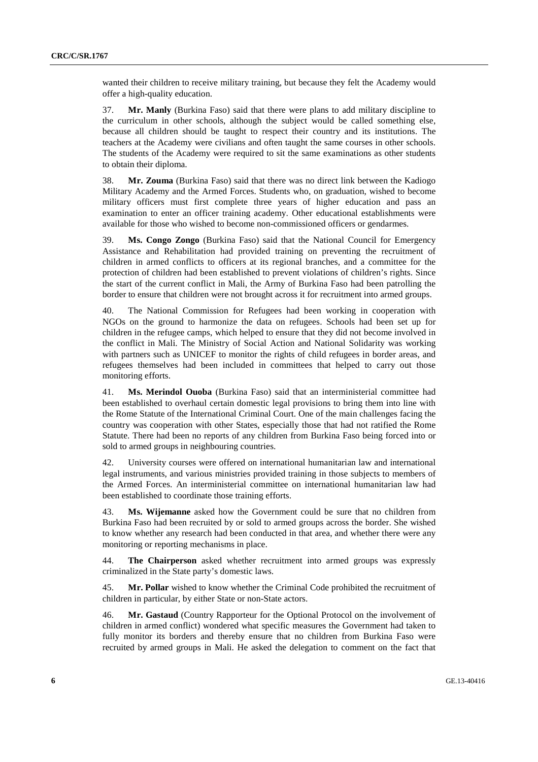wanted their children to receive military training, but because they felt the Academy would offer a high-quality education.

37. **Mr. Manly** (Burkina Faso) said that there were plans to add military discipline to the curriculum in other schools, although the subject would be called something else, because all children should be taught to respect their country and its institutions. The teachers at the Academy were civilians and often taught the same courses in other schools. The students of the Academy were required to sit the same examinations as other students to obtain their diploma.

38. **Mr. Zouma** (Burkina Faso) said that there was no direct link between the Kadiogo Military Academy and the Armed Forces. Students who, on graduation, wished to become military officers must first complete three years of higher education and pass an examination to enter an officer training academy. Other educational establishments were available for those who wished to become non-commissioned officers or gendarmes.

39. **Ms. Congo Zongo** (Burkina Faso) said that the National Council for Emergency Assistance and Rehabilitation had provided training on preventing the recruitment of children in armed conflicts to officers at its regional branches, and a committee for the protection of children had been established to prevent violations of children's rights. Since the start of the current conflict in Mali, the Army of Burkina Faso had been patrolling the border to ensure that children were not brought across it for recruitment into armed groups.

40. The National Commission for Refugees had been working in cooperation with NGOs on the ground to harmonize the data on refugees. Schools had been set up for children in the refugee camps, which helped to ensure that they did not become involved in the conflict in Mali. The Ministry of Social Action and National Solidarity was working with partners such as UNICEF to monitor the rights of child refugees in border areas, and refugees themselves had been included in committees that helped to carry out those monitoring efforts.

41. **Ms. Merindol Ouoba** (Burkina Faso) said that an interministerial committee had been established to overhaul certain domestic legal provisions to bring them into line with the Rome Statute of the International Criminal Court. One of the main challenges facing the country was cooperation with other States, especially those that had not ratified the Rome Statute. There had been no reports of any children from Burkina Faso being forced into or sold to armed groups in neighbouring countries.

42. University courses were offered on international humanitarian law and international legal instruments, and various ministries provided training in those subjects to members of the Armed Forces. An interministerial committee on international humanitarian law had been established to coordinate those training efforts.

43. **Ms. Wijemanne** asked how the Government could be sure that no children from Burkina Faso had been recruited by or sold to armed groups across the border. She wished to know whether any research had been conducted in that area, and whether there were any monitoring or reporting mechanisms in place.

44. **The Chairperson** asked whether recruitment into armed groups was expressly criminalized in the State party's domestic laws.

45. **Mr. Pollar** wished to know whether the Criminal Code prohibited the recruitment of children in particular, by either State or non-State actors.

46. **Mr. Gastaud** (Country Rapporteur for the Optional Protocol on the involvement of children in armed conflict) wondered what specific measures the Government had taken to fully monitor its borders and thereby ensure that no children from Burkina Faso were recruited by armed groups in Mali. He asked the delegation to comment on the fact that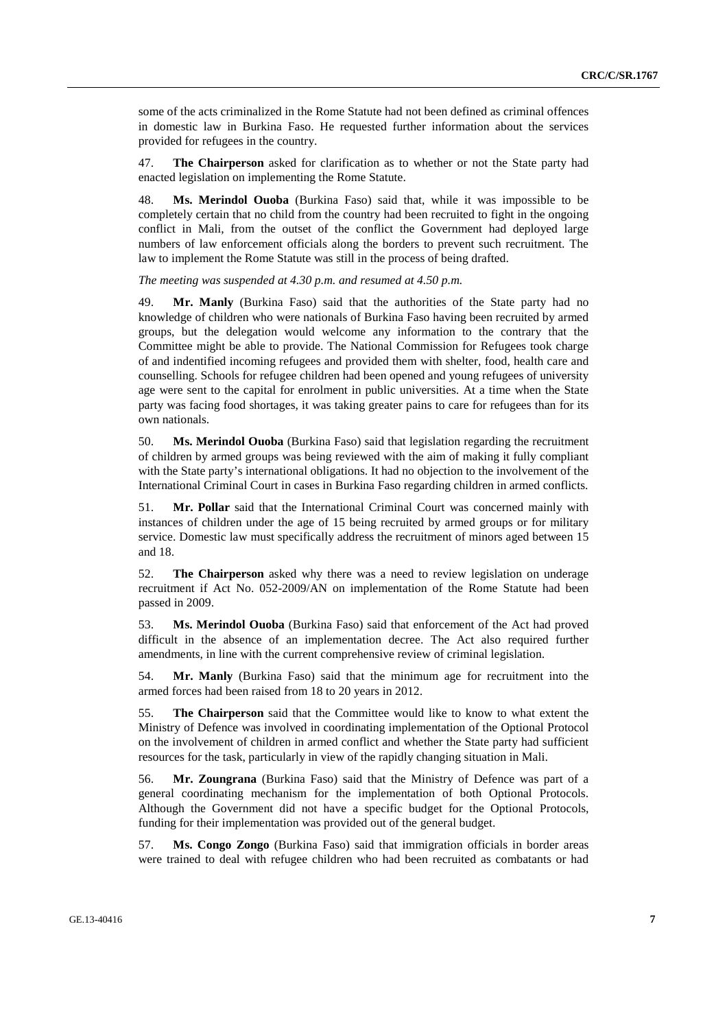some of the acts criminalized in the Rome Statute had not been defined as criminal offences in domestic law in Burkina Faso. He requested further information about the services provided for refugees in the country.

47. **The Chairperson** asked for clarification as to whether or not the State party had enacted legislation on implementing the Rome Statute.

48. **Ms. Merindol Ouoba** (Burkina Faso) said that, while it was impossible to be completely certain that no child from the country had been recruited to fight in the ongoing conflict in Mali, from the outset of the conflict the Government had deployed large numbers of law enforcement officials along the borders to prevent such recruitment. The law to implement the Rome Statute was still in the process of being drafted.

*The meeting was suspended at 4.30 p.m. and resumed at 4.50 p.m.*

49. **Mr. Manly** (Burkina Faso) said that the authorities of the State party had no knowledge of children who were nationals of Burkina Faso having been recruited by armed groups, but the delegation would welcome any information to the contrary that the Committee might be able to provide. The National Commission for Refugees took charge of and indentified incoming refugees and provided them with shelter, food, health care and counselling. Schools for refugee children had been opened and young refugees of university age were sent to the capital for enrolment in public universities. At a time when the State party was facing food shortages, it was taking greater pains to care for refugees than for its own nationals.

50. **Ms. Merindol Ouoba** (Burkina Faso) said that legislation regarding the recruitment of children by armed groups was being reviewed with the aim of making it fully compliant with the State party's international obligations. It had no objection to the involvement of the International Criminal Court in cases in Burkina Faso regarding children in armed conflicts.

51. **Mr. Pollar** said that the International Criminal Court was concerned mainly with instances of children under the age of 15 being recruited by armed groups or for military service. Domestic law must specifically address the recruitment of minors aged between 15 and 18.

52. **The Chairperson** asked why there was a need to review legislation on underage recruitment if Act No. 052-2009/AN on implementation of the Rome Statute had been passed in 2009.

53. **Ms. Merindol Ouoba** (Burkina Faso) said that enforcement of the Act had proved difficult in the absence of an implementation decree. The Act also required further amendments, in line with the current comprehensive review of criminal legislation.

54. **Mr. Manly** (Burkina Faso) said that the minimum age for recruitment into the armed forces had been raised from 18 to 20 years in 2012.

55. **The Chairperson** said that the Committee would like to know to what extent the Ministry of Defence was involved in coordinating implementation of the Optional Protocol on the involvement of children in armed conflict and whether the State party had sufficient resources for the task, particularly in view of the rapidly changing situation in Mali.

56. **Mr. Zoungrana** (Burkina Faso) said that the Ministry of Defence was part of a general coordinating mechanism for the implementation of both Optional Protocols. Although the Government did not have a specific budget for the Optional Protocols, funding for their implementation was provided out of the general budget.

57. **Ms. Congo Zongo** (Burkina Faso) said that immigration officials in border areas were trained to deal with refugee children who had been recruited as combatants or had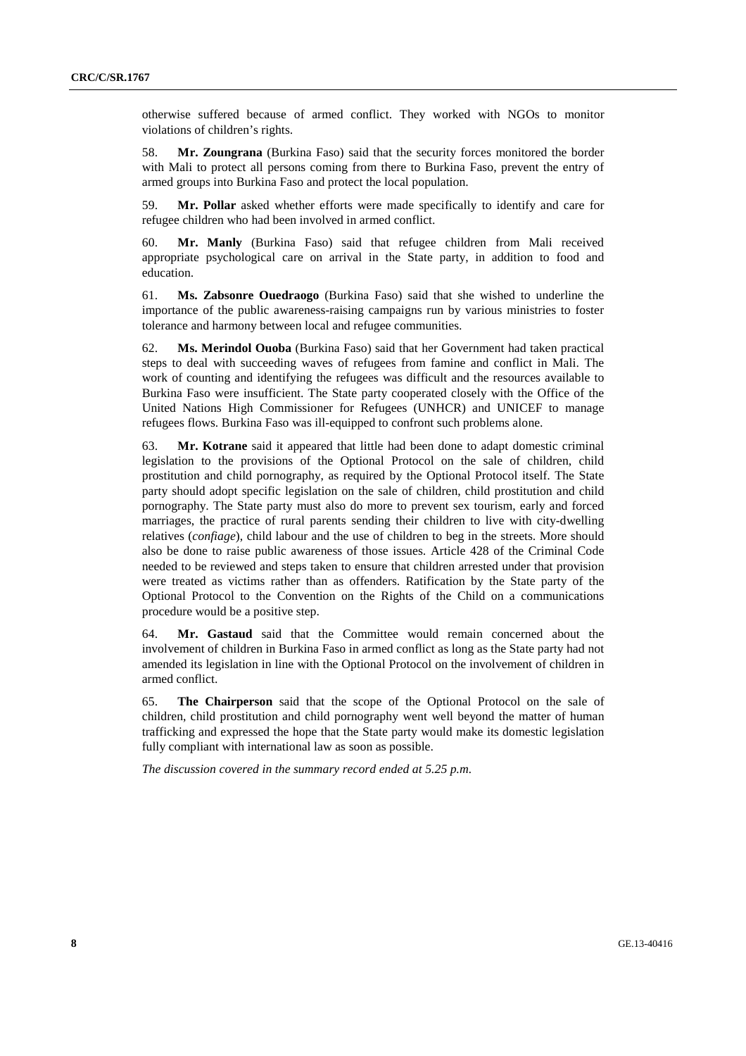otherwise suffered because of armed conflict. They worked with NGOs to monitor violations of children's rights.

58. **Mr. Zoungrana** (Burkina Faso) said that the security forces monitored the border with Mali to protect all persons coming from there to Burkina Faso, prevent the entry of armed groups into Burkina Faso and protect the local population.

59. **Mr. Pollar** asked whether efforts were made specifically to identify and care for refugee children who had been involved in armed conflict.

60. **Mr. Manly** (Burkina Faso) said that refugee children from Mali received appropriate psychological care on arrival in the State party, in addition to food and education.

61. **Ms. Zabsonre Ouedraogo** (Burkina Faso) said that she wished to underline the importance of the public awareness-raising campaigns run by various ministries to foster tolerance and harmony between local and refugee communities.

62. **Ms. Merindol Ouoba** (Burkina Faso) said that her Government had taken practical steps to deal with succeeding waves of refugees from famine and conflict in Mali. The work of counting and identifying the refugees was difficult and the resources available to Burkina Faso were insufficient. The State party cooperated closely with the Office of the United Nations High Commissioner for Refugees (UNHCR) and UNICEF to manage refugees flows. Burkina Faso was ill-equipped to confront such problems alone.

63. **Mr. Kotrane** said it appeared that little had been done to adapt domestic criminal legislation to the provisions of the Optional Protocol on the sale of children, child prostitution and child pornography, as required by the Optional Protocol itself. The State party should adopt specific legislation on the sale of children, child prostitution and child pornography. The State party must also do more to prevent sex tourism, early and forced marriages, the practice of rural parents sending their children to live with city-dwelling relatives (*confiage*), child labour and the use of children to beg in the streets. More should also be done to raise public awareness of those issues. Article 428 of the Criminal Code needed to be reviewed and steps taken to ensure that children arrested under that provision were treated as victims rather than as offenders. Ratification by the State party of the Optional Protocol to the Convention on the Rights of the Child on a communications procedure would be a positive step.

64. **Mr. Gastaud** said that the Committee would remain concerned about the involvement of children in Burkina Faso in armed conflict as long as the State party had not amended its legislation in line with the Optional Protocol on the involvement of children in armed conflict.

65. **The Chairperson** said that the scope of the Optional Protocol on the sale of children, child prostitution and child pornography went well beyond the matter of human trafficking and expressed the hope that the State party would make its domestic legislation fully compliant with international law as soon as possible.

*The discussion covered in the summary record ended at 5.25 p.m.*